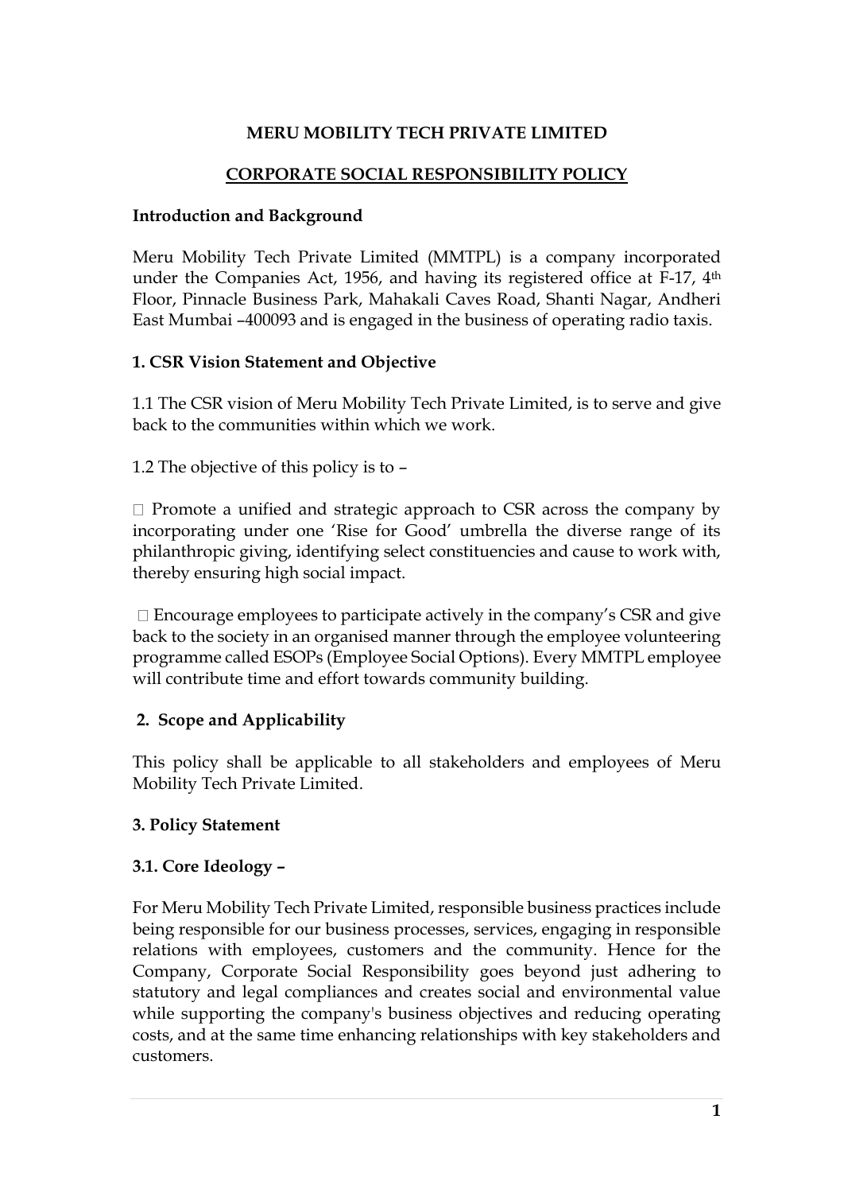# MERU MOBILITY TECH PRIVATE LIMITED

## CORPORATE SOCIAL RESPONSIBILITY POLICY

### Introduction and Background

Meru Mobility Tech Private Limited (MMTPL) is a company incorporated under the Companies Act, 1956, and having its registered office at F-17, 4th Floor, Pinnacle Business Park, Mahakali Caves Road, Shanti Nagar, Andheri East Mumbai –400093 and is engaged in the business of operating radio taxis.

### 1. CSR Vision Statement and Objective

1.1 The CSR vision of Meru Mobility Tech Private Limited, is to serve and give back to the communities within which we work.

1.2 The objective of this policy is to –

- Promote a unified and strategic approach to CSR across the company by incorporating under one 'Rise for Good' umbrella the diverse range of its philanthropic giving, identifying select constituencies and cause to work with, thereby ensuring high social impact.

- Encourage employees to participate actively in the company's CSR and give back to the society in an organised manner through the employee volunteering programme called ESOPs (Employee Social Options). Every MMTPL employee will contribute time and effort towards community building.

### 2. Scope and Applicability

This policy shall be applicable to all stakeholders and employees of Meru Mobility Tech Private Limited.

### 3. Policy Statement

### 3.1. Core Ideology –

For Meru Mobility Tech Private Limited, responsible business practices include being responsible for our business processes, services, engaging in responsible relations with employees, customers and the community. Hence for the Company, Corporate Social Responsibility goes beyond just adhering to statutory and legal compliances and creates social and environmental value while supporting the company's business objectives and reducing operating costs, and at the same time enhancing relationships with key stakeholders and customers.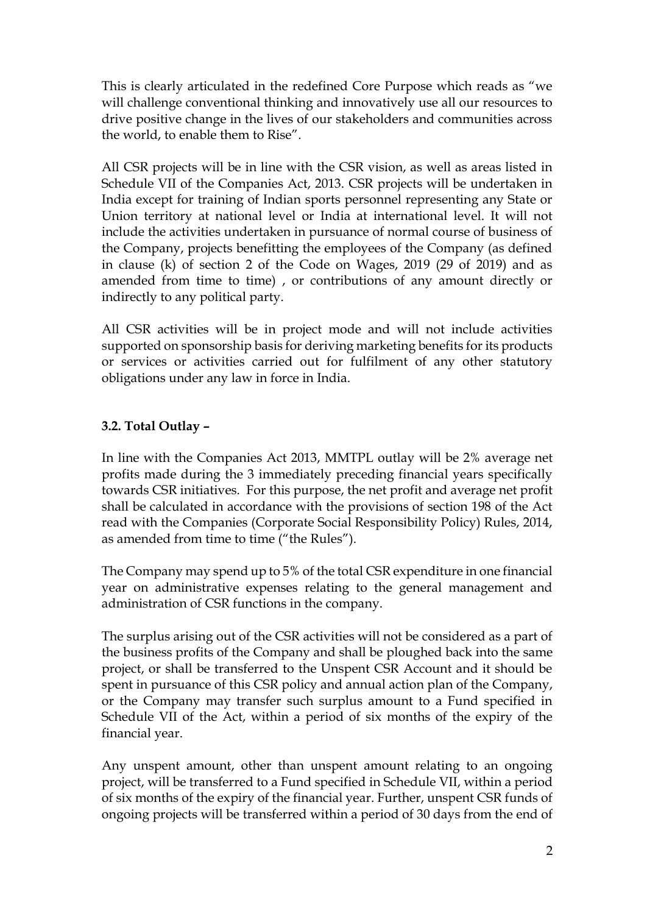This is clearly articulated in the redefined Core Purpose which reads as "we will challenge conventional thinking and innovatively use all our resources to drive positive change in the lives of our stakeholders and communities across the world, to enable them to Rise".

All CSR projects will be in line with the CSR vision, as well as areas listed in Schedule VII of the Companies Act, 2013. CSR projects will be undertaken in India except for training of Indian sports personnel representing any State or Union territory at national level or India at international level. It will not include the activities undertaken in pursuance of normal course of business of the Company, projects benefitting the employees of the Company (as defined in clause (k) of section 2 of the Code on Wages, 2019 (29 of 2019) and as amended from time to time) , or contributions of any amount directly or indirectly to any political party.

All CSR activities will be in project mode and will not include activities supported on sponsorship basis for deriving marketing benefits for its products or services or activities carried out for fulfilment of any other statutory obligations under any law in force in India.

**3.2. Total Outlay –**

In line with the Companies Act 2013, MMTPL outlay will be 2% average net profits made during the 3 immediately preceding financial years specifically towards CSR initiatives. For this purpose, the net profit and average net profit shall be calculated in accordance with the provisions of section 198 of the Act read with the Companies (Corporate Social Responsibility Policy) Rules, 2014, as amended from time to time ("the Rules").

The Company may spend up to 5% of the total CSR expenditure in one financial year on administrative expenses relating to the general management and administration of CSR functions in the company.

The surplus arising out of the CSR activities will not be considered as a part of the business profits of the Company and shall be ploughed back into the same project, or shall be transferred to the Unspent CSR Account and it should be spent in pursuance of this CSR policy and annual action plan of the Company, or the Company may transfer such surplus amount to a Fund specified in Schedule VII of the Act, within a period of six months of the expiry of the financial year.

Any unspent amount, other than unspent amount relating to an ongoing project, will be transferred to a Fund specified in Schedule VII, within a period of six months of the expiry of the financial year. Further, unspent CSR funds of ongoing projects will be transferred within a period of 30 days from the end of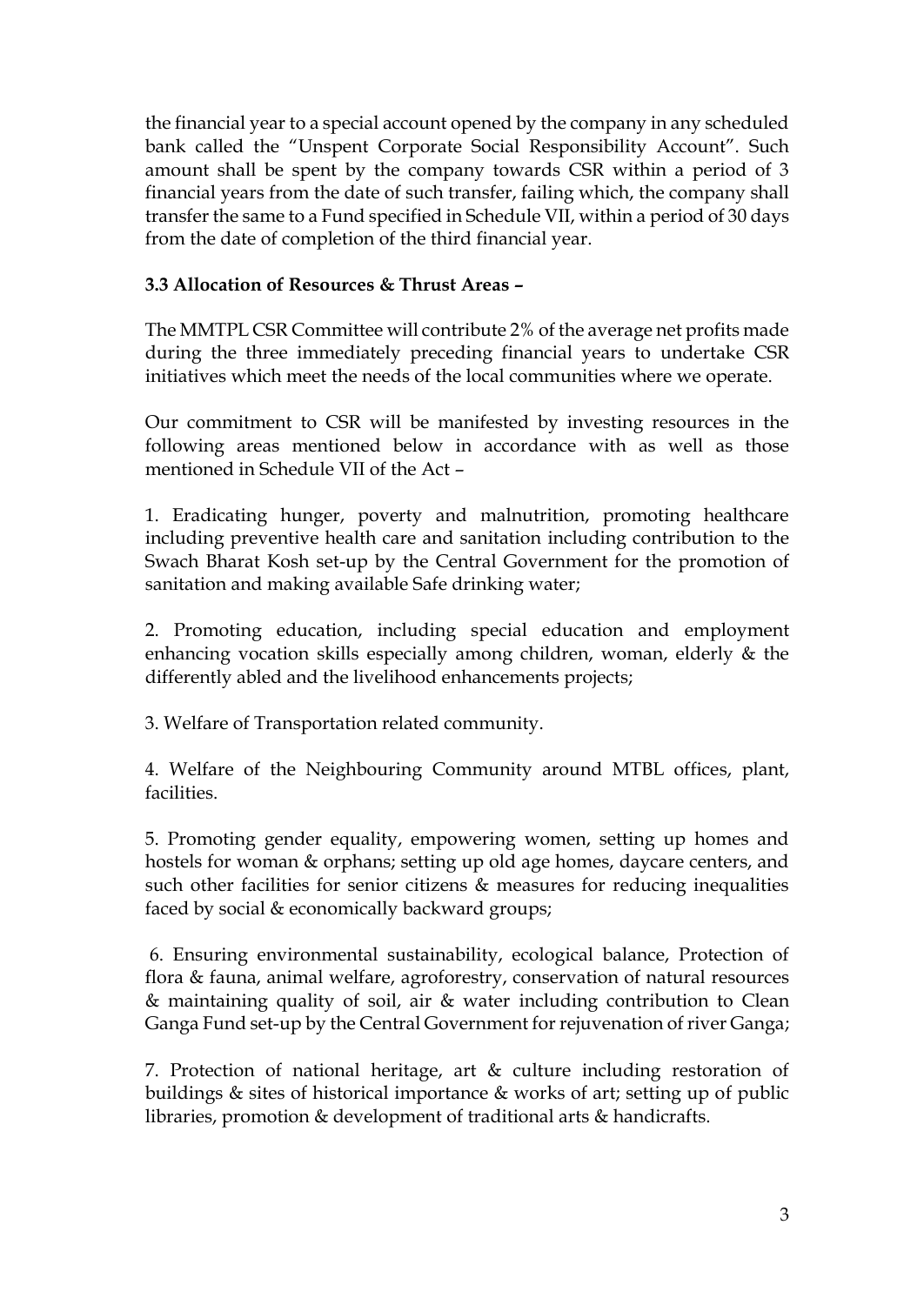the financial year to a special account opened by the company in any scheduled bank called the "Unspent Corporate Social Responsibility Account". Such amount shall be spent by the company towards CSR within a period of 3 financial years from the date of such transfer, failing which, the company shall transfer the same to a Fund specified in Schedule VII, within a period of 30 days from the date of completion of the third financial year.

**3.3 Allocation of Resources & Thrust Areas –**

The MMTPL CSR Committee will contribute 2% of the average net profits made during the three immediately preceding financial years to undertake CSR initiatives which meet the needs of the local communities where we operate.

Our commitment to CSR will be manifested by investing resources in the following areas mentioned below in accordance with as well as those mentioned in Schedule VII of the Act –

1. Eradicating hunger, poverty and malnutrition, promoting healthcare including preventive health care and sanitation including contribution to the Swach Bharat Kosh set-up by the Central Government for the promotion of sanitation and making available Safe drinking water;

2. Promoting education, including special education and employment enhancing vocation skills especially among children, woman, elderly & the differently abled and the livelihood enhancements projects;

3. Welfare of Transportation related community.

4. Welfare of the Neighbouring Community around MTBL offices, plant, facilities.

5. Promoting gender equality, empowering women, setting up homes and hostels for woman & orphans; setting up old age homes, daycare centers, and such other facilities for senior citizens & measures for reducing inequalities faced by social & economically backward groups;

6. Ensuring environmental sustainability, ecological balance, Protection of flora & fauna, animal welfare, agroforestry, conservation of natural resources & maintaining quality of soil, air & water including contribution to Clean Ganga Fund set-up by the Central Government for rejuvenation of river Ganga;

7. Protection of national heritage, art & culture including restoration of buildings & sites of historical importance & works of art; setting up of public libraries, promotion & development of traditional arts & handicrafts.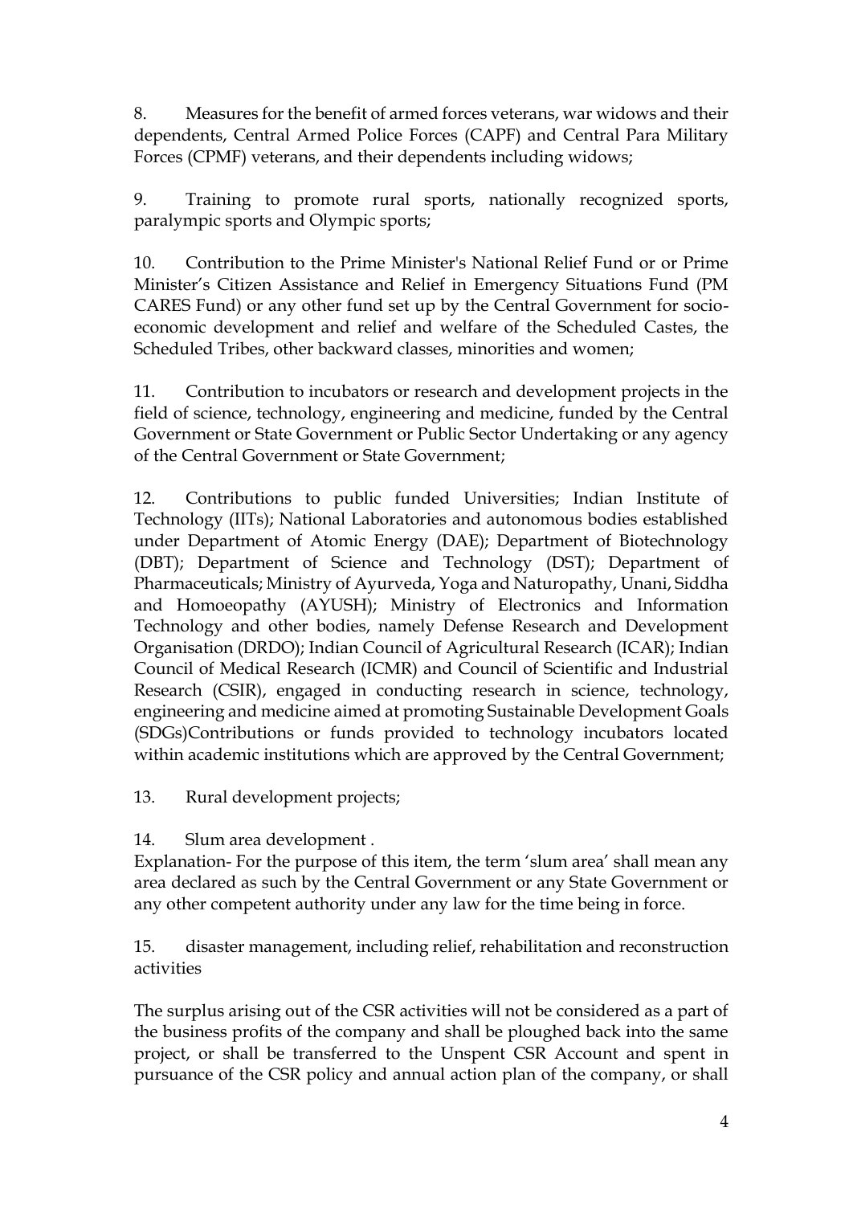8. Measures for the benefit of armed forces veterans, war widows and their dependents, Central Armed Police Forces (CAPF) and Central Para Military Forces (CPMF) veterans, and their dependents including widows;

9. Training to promote rural sports, nationally recognized sports, paralympic sports and Olympic sports;

10. Contribution to the Prime Minister's National Relief Fund or or Prime Minister's Citizen Assistance and Relief in Emergency Situations Fund (PM CARES Fund) or any other fund set up by the Central Government for socio-economic development and relief and welfare of the Scheduled Castes, the Scheduled Tribes, other backward classes, minorities and women;

11. Contribution to incubators or research and development projects in the field of science, technology, engineering and medicine, funded by the Central Government or State Government or Public Sector Undertaking or any agency of the Central Government or State Government;

12. Contributions to public funded Universities; Indian Institute of Technology (IITs); National Laboratories and autonomous bodies established under Department of Atomic Energy (DAE); Department of Biotechnology (DBT); Department of Science and Technology (DST); Department of Pharmaceuticals; Ministry of Ayurveda, Yoga and Naturopathy, Unani, Siddha and Homoeopathy (AYUSH); Ministry of Electronics and Information Technology and other bodies, namely Defense Research and Development Organisation (DRDO); Indian Council of Agricultural Research (ICAR); Indian Council of Medical Research (ICMR) and Council of Scientific and Industrial Research (CSIR), engaged in conducting research in science, technology, engineering and medicine aimed at promoting Sustainable Development Goals (SDGs)Contributions or funds provided to technology incubators located within academic institutions which are approved by the Central Government;

13. Rural development projects;

14. Slum area development .
Explanation- For the purpose of this item, the term 'slum area' shall mean any area declared as such by the Central Government or any State Government or any other competent authority under any law for the time being in force.

15. disaster management, including relief, rehabilitation and reconstruction activities

The surplus arising out of the CSR activities will not be considered as a part of the business profits of the company and shall be ploughed back into the same project, or shall be transferred to the Unspent CSR Account and spent in pursuance of the CSR policy and annual action plan of the company, or shall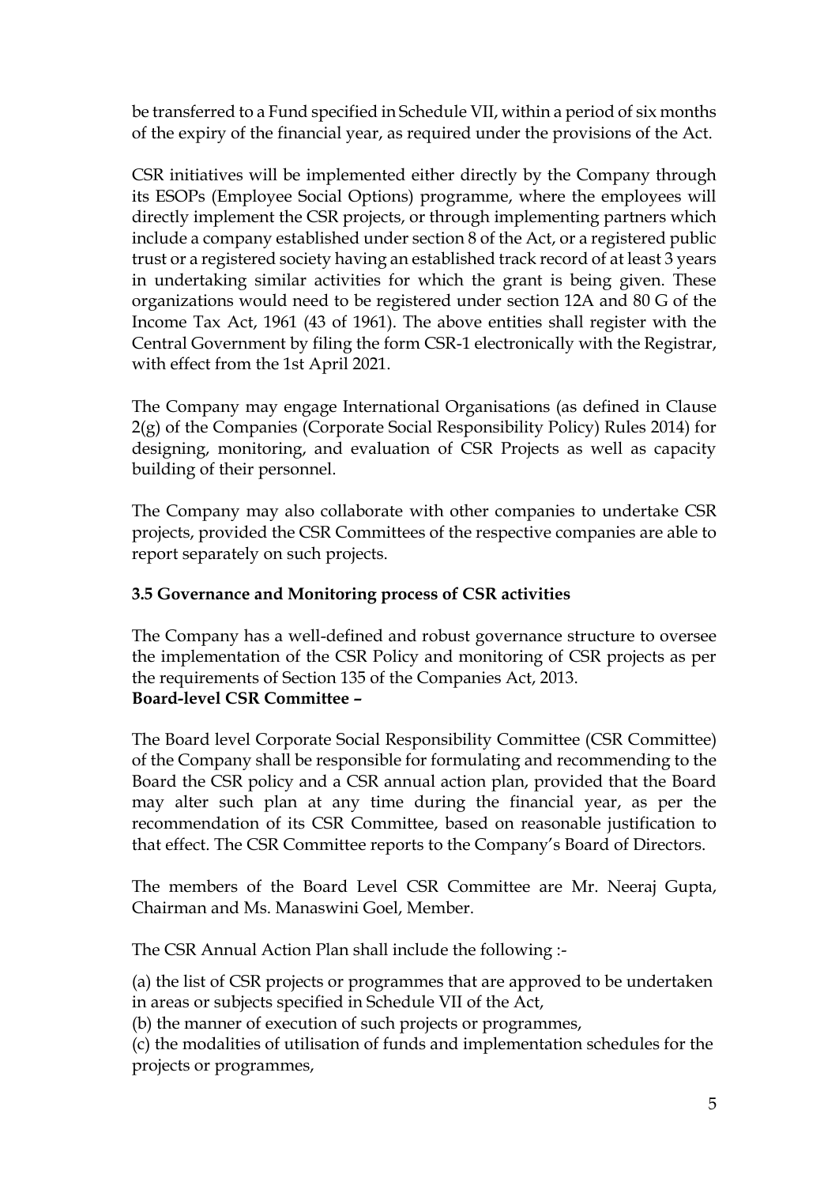be transferred to a Fund specified in Schedule VII, within a period of six months of the expiry of the financial year, as required under the provisions of the Act.

CSR initiatives will be implemented either directly by the Company through its ESOPs (Employee Social Options) programme, where the employees will directly implement the CSR projects, or through implementing partners which include a company established under section 8 of the Act, or a registered public trust or a registered society having an established track record of at least 3 years in undertaking similar activities for which the grant is being given. These organizations would need to be registered under section 12A and 80 G of the Income Tax Act, 1961 (43 of 1961). The above entities shall register with the Central Government by filing the form CSR-1 electronically with the Registrar, with effect from the 1st April 2021.

The Company may engage International Organisations (as defined in Clause 2(g) of the Companies (Corporate Social Responsibility Policy) Rules 2014) for designing, monitoring, and evaluation of CSR Projects as well as capacity building of their personnel.

The Company may also collaborate with other companies to undertake CSR projects, provided the CSR Committees of the respective companies are able to report separately on such projects.

### 3.5 Governance and Monitoring process of CSR activities

The Company has a well-defined and robust governance structure to oversee the implementation of the CSR Policy and monitoring of CSR projects as per the requirements of Section 135 of the Companies Act, 2013.

**Board-level CSR Committee –**

The Board level Corporate Social Responsibility Committee (CSR Committee) of the Company shall be responsible for formulating and recommending to the Board the CSR policy and a CSR annual action plan, provided that the Board may alter such plan at any time during the financial year, as per the recommendation of its CSR Committee, based on reasonable justification to that effect. The CSR Committee reports to the Company's Board of Directors.

The members of the Board Level CSR Committee are Mr. Neeraj Gupta, Chairman and Ms. Manaswini Goel, Member.

The CSR Annual Action Plan shall include the following :-

(a) the list of CSR projects or programmes that are approved to be undertaken in areas or subjects specified in Schedule VII of the Act,

(b) the manner of execution of such projects or programmes,

(c) the modalities of utilisation of funds and implementation schedules for the projects or programmes,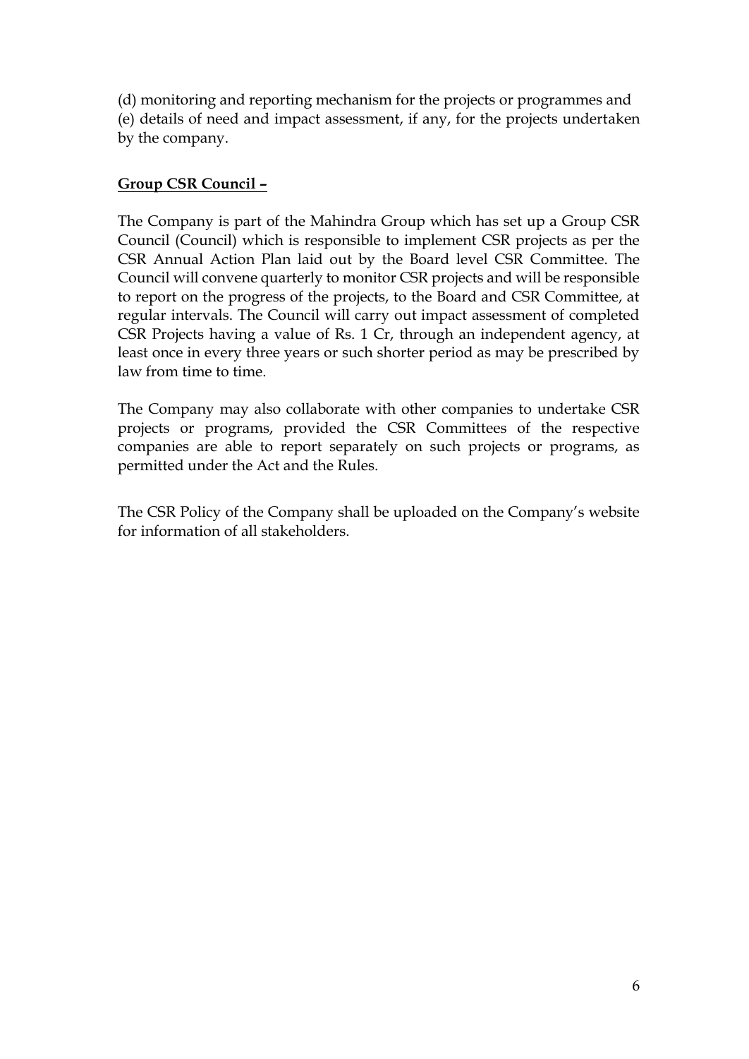(d) monitoring and reporting mechanism for the projects or programmes and
(e) details of need and impact assessment, if any, for the projects undertaken by the company.

**Group CSR Council –**

The Company is part of the Mahindra Group which has set up a Group CSR Council (Council) which is responsible to implement CSR projects as per the CSR Annual Action Plan laid out by the Board level CSR Committee. The Council will convene quarterly to monitor CSR projects and will be responsible to report on the progress of the projects, to the Board and CSR Committee, at regular intervals. The Council will carry out impact assessment of completed CSR Projects having a value of Rs. 1 Cr, through an independent agency, at least once in every three years or such shorter period as may be prescribed by law from time to time.

The Company may also collaborate with other companies to undertake CSR projects or programs, provided the CSR Committees of the respective companies are able to report separately on such projects or programs, as permitted under the Act and the Rules.

The CSR Policy of the Company shall be uploaded on the Company's website for information of all stakeholders.